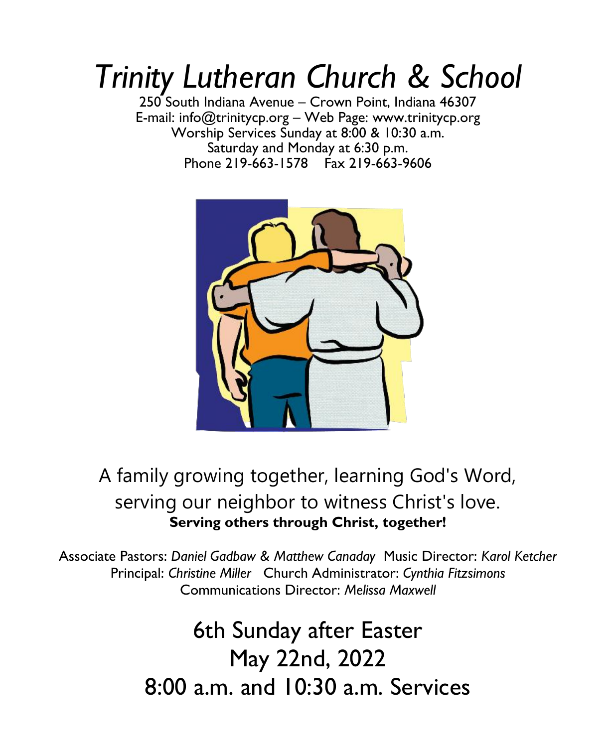# *Trinity Lutheran Church & School*

250 South Indiana Avenue – Crown Point, Indiana 46307
E-mail: info@trinitycp.org – Web Page: www.trinitycp.org
Worship Services Sunday at 8:00 & 10:30 a.m.
Saturday and Monday at 6:30 p.m.
Phone 219-663-1578 Fax 219-663-9606

A family growing together, learning God's Word,
serving our neighbor to witness Christ's love.
**Serving others through Christ, together!**

Associate Pastors: *Daniel Gadbaw & Matthew Canaday* Music Director: *Karol Ketcher*
Principal: *Christine Miller* Church Administrator: *Cynthia Fitzsimons*
Communications Director: *Melissa Maxwell*

## 6th Sunday after Easter
## May 22nd, 2022
## 8:00 a.m. and 10:30 a.m. Services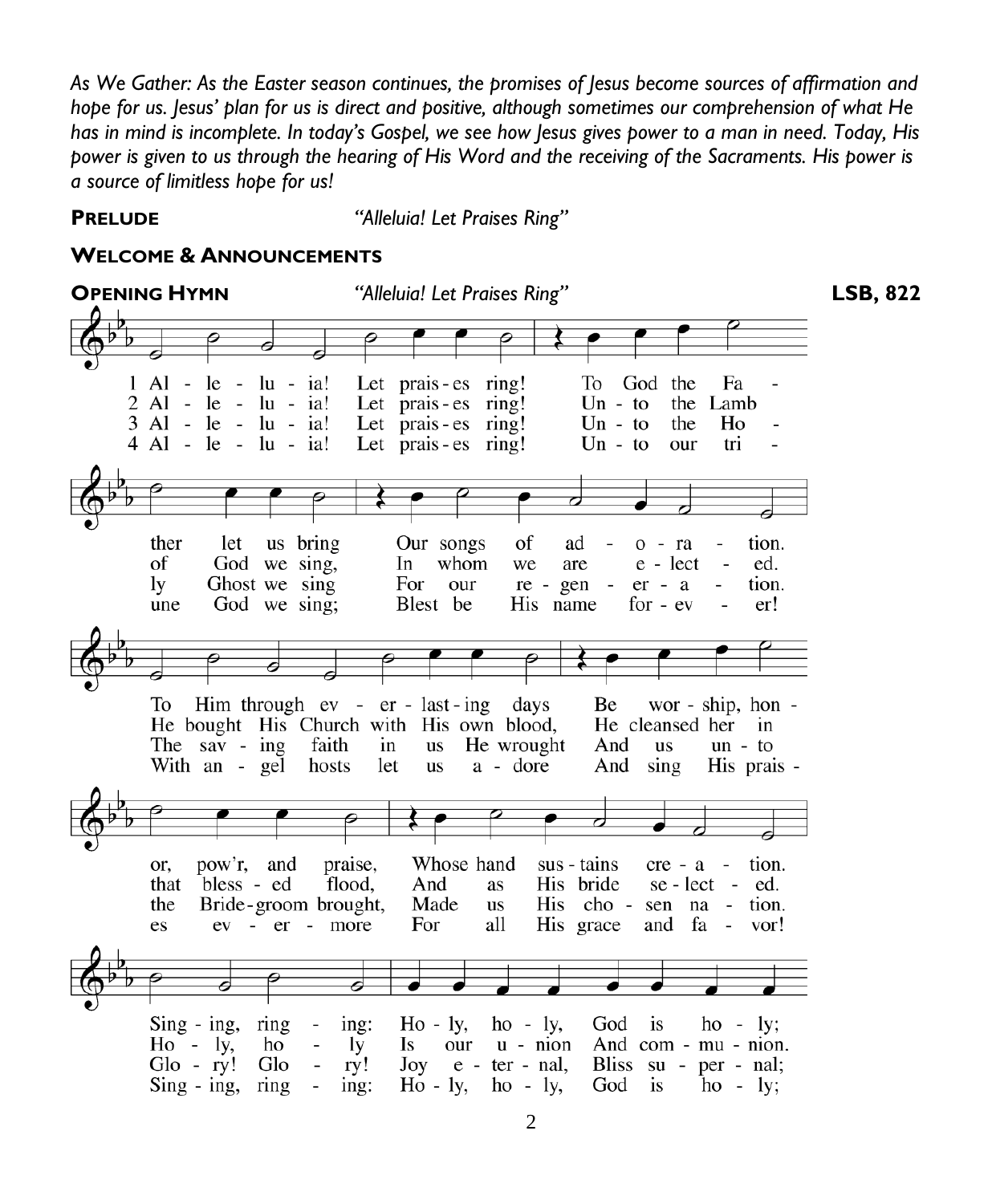*As We Gather: As the Easter season continues, the promises of Jesus become sources of affirmation and hope for us. Jesus' plan for us is direct and positive, although sometimes our comprehension of what He has in mind is incomplete. In today's Gospel, we see how Jesus gives power to a man in need. Today, His power is given to us through the hearing of His Word and the receiving of the Sacraments. His power is a source of limitless hope for us!*

**PRELUDE** *"Alleluia! Let Praises Ring"*

**WELCOME & ANNOUNCEMENTS**

**OPENING HYMN** *"Alleluia! Let Praises Ring"* **LSB, 822**

1 Alleluia! Let praises ring! To God the Father let us bring Our songs of adoration. To Him through everlasting days Be worship, honor, pow'r, and praise, Whose hand sustains creation. Singing, ringing: Holy, holy, God is holy;

2 Alleluia! Let praises ring! Unto the Lamb of God we sing, In whom we are elected. He bought His Church with His own blood, He cleansed her in that blessed flood, And as His bride selected. Holy, holy Is our union And communion.

3 Alleluia! Let praises ring! Unto the Holy Ghost we sing For our regeneration. The saving faith in us He wrought And us unto the Bridegroom brought, Made us His chosen nation. Glory! Glory! Joy eternal, Bliss supernal;

4 Alleluia! Let praises ring! Unto our triune God we sing; Blest be His name forever! With angel hosts let us adore And sing His praises evermore For all His grace and favor! Singing, ringing: Holy, holy, God is holy;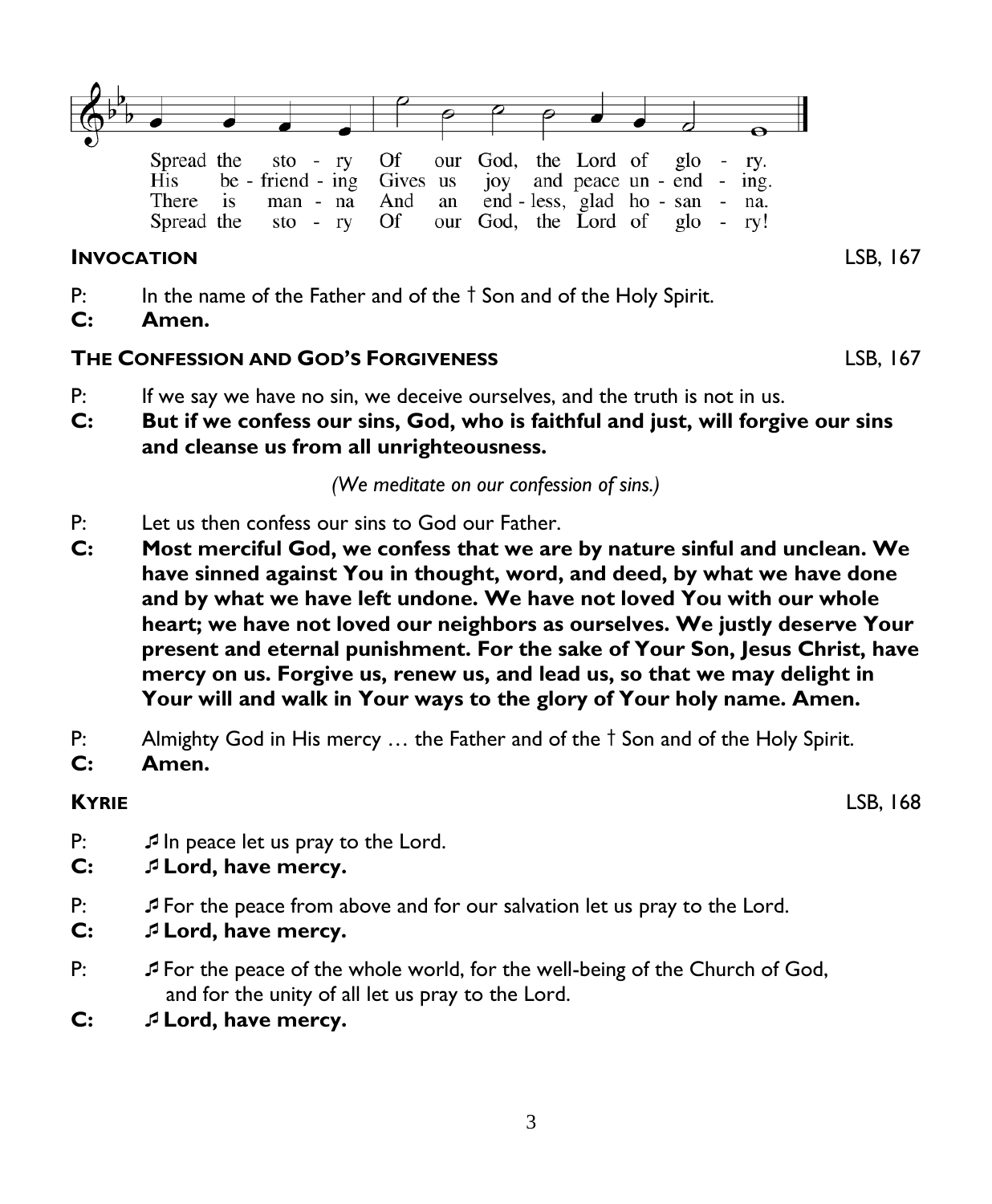Spread the sto - ry Of our God, the Lord of glo - ry.
His be - friend - ing Gives us joy and peace un - end - ing.
There is man - na And an end - less, glad ho - san - na.
Spread the sto - ry Of our God, the Lord of glo - ry!

**INVOCATION** LSB, 167

P: In the name of the Father and of the † Son and of the Holy Spirit.
**C: Amen.**

**THE CONFESSION AND GOD'S FORGIVENESS** LSB, 167

P: If we say we have no sin, we deceive ourselves, and the truth is not in us.
**C: But if we confess our sins, God, who is faithful and just, will forgive our sins and cleanse us from all unrighteousness.**

*(We meditate on our confession of sins.)*

P: Let us then confess our sins to God our Father.
**C: Most merciful God, we confess that we are by nature sinful and unclean. We have sinned against You in thought, word, and deed, by what we have done and by what we have left undone. We have not loved You with our whole heart; we have not loved our neighbors as ourselves. We justly deserve Your present and eternal punishment. For the sake of Your Son, Jesus Christ, have mercy on us. Forgive us, renew us, and lead us, so that we may delight in Your will and walk in Your ways to the glory of Your holy name. Amen.**

P: Almighty God in His mercy … the Father and of the † Son and of the Holy Spirit.
**C: Amen.**

**KYRIE** LSB, 168

P: ♬ In peace let us pray to the Lord.
**C: ♬ Lord, have mercy.**

P: ♬ For the peace from above and for our salvation let us pray to the Lord.
**C: ♬ Lord, have mercy.**

P: ♬ For the peace of the whole world, for the well-being of the Church of God, and for the unity of all let us pray to the Lord.
**C: ♬ Lord, have mercy.**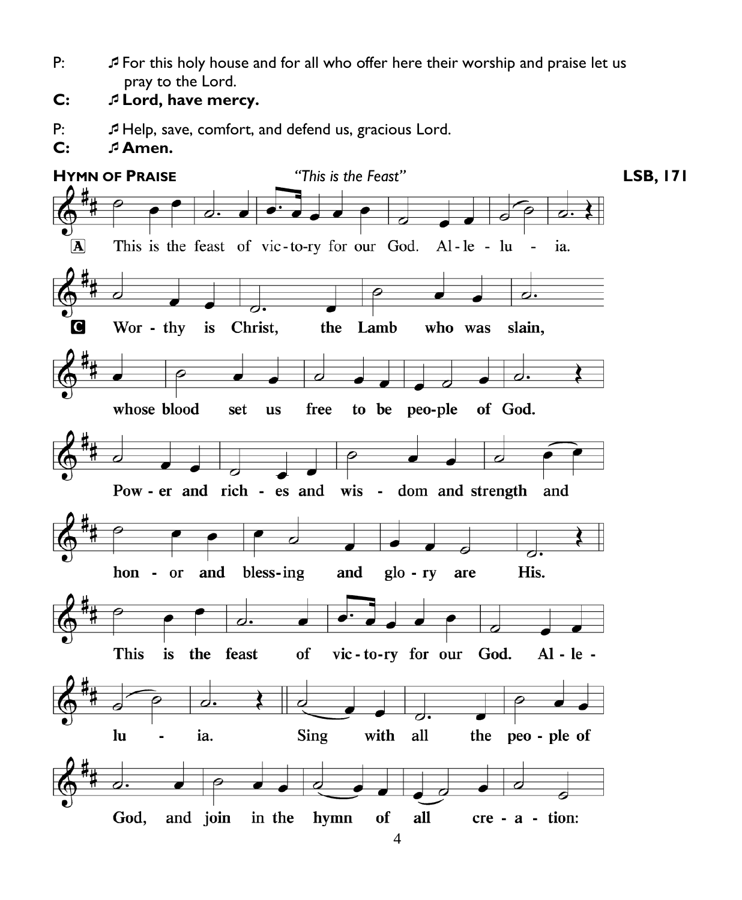P: ♬ For this holy house and for all who offer here their worship and praise let us pray to the Lord.

**C: ♬ Lord, have mercy.**

P: ♬ Help, save, comfort, and defend us, gracious Lord.

**C: ♬ Amen.**

**HYMN OF PRAISE** *"This is the Feast"* **LSB, 171**

A This is the feast of vic-to-ry for our God. Al-le-lu - ia.

**C Wor - thy is Christ, the Lamb who was slain,**

**whose blood set us free to be peo-ple of God.**

**Pow - er and rich - es and wis - dom and strength and**

**hon - or and bless-ing and glo - ry are His.**

**This is the feast of vic-to-ry for our God. Al - le -**

**lu - ia. Sing with all the peo - ple of**

**God, and join in the hymn of all cre - a - tion:**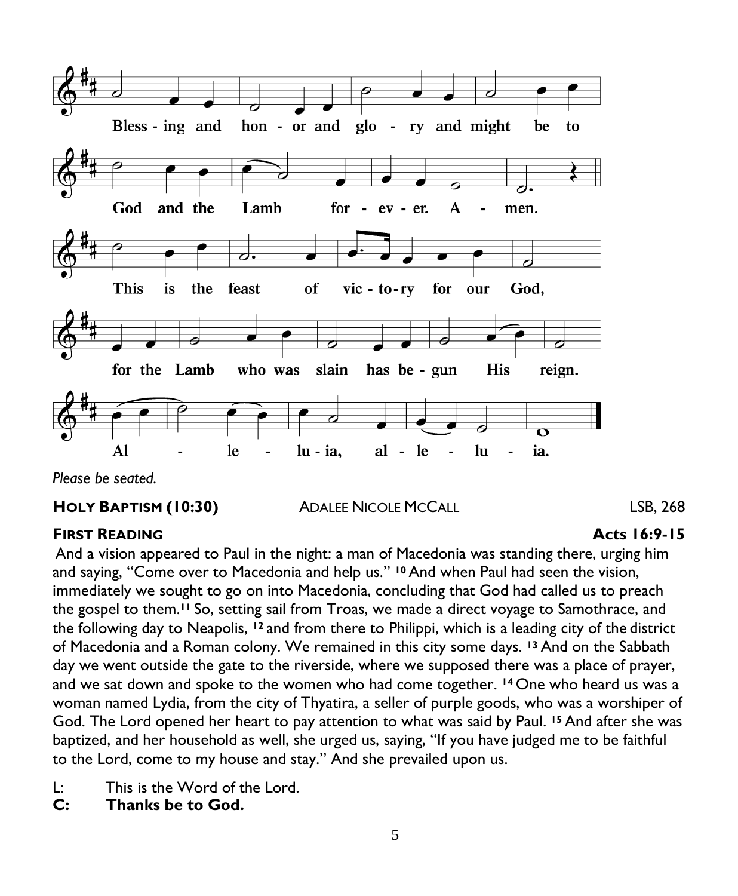Bless - ing and hon - or and glo - ry and might be to God and the Lamb for - ev - er. A - men.

This is the feast of vic - to - ry for our God, for the Lamb who was slain has be - gun His reign.

Al - le - lu - ia, al - le - lu - ia.

*Please be seated.*

**HOLY BAPTISM (10:30)** ADALEE NICOLE MCCALL LSB, 268

**FIRST READING** **Acts 16:9-15**

And a vision appeared to Paul in the night: a man of Macedonia was standing there, urging him and saying, "Come over to Macedonia and help us." **10** And when Paul had seen the vision, immediately we sought to go on into Macedonia, concluding that God had called us to preach the gospel to them. **11** So, setting sail from Troas, we made a direct voyage to Samothrace, and the following day to Neapolis, **12** and from there to Philippi, which is a leading city of the district of Macedonia and a Roman colony. We remained in this city some days. **13** And on the Sabbath day we went outside the gate to the riverside, where we supposed there was a place of prayer, and we sat down and spoke to the women who had come together. **14** One who heard us was a woman named Lydia, from the city of Thyatira, a seller of purple goods, who was a worshiper of God. The Lord opened her heart to pay attention to what was said by Paul. **15** And after she was baptized, and her household as well, she urged us, saying, "If you have judged me to be faithful to the Lord, come to my house and stay." And she prevailed upon us.

L: This is the Word of the Lord.
**C: Thanks be to God.**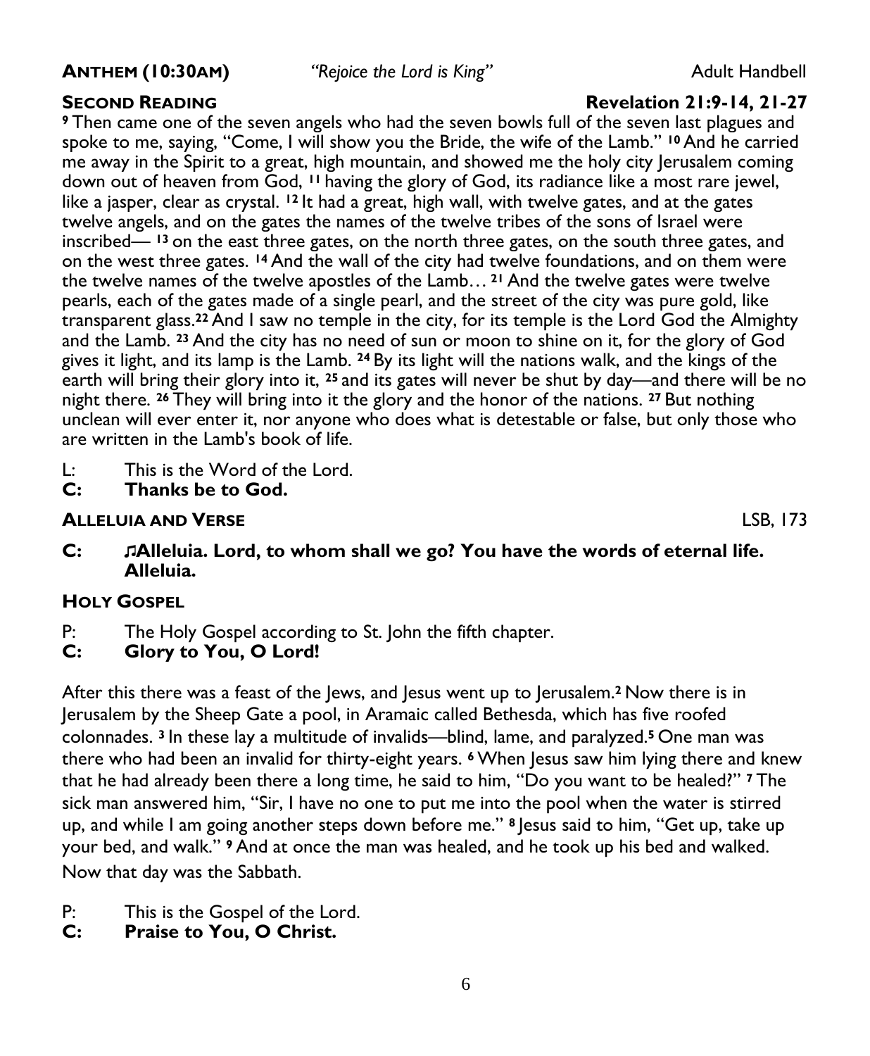**ANTHEM (10:30AM)** *"Rejoice the Lord is King"* Adult Handbell

**SECOND READING** **Revelation 21:9-14, 21-27**

**9** Then came one of the seven angels who had the seven bowls full of the seven last plagues and spoke to me, saying, "Come, I will show you the Bride, the wife of the Lamb." **10** And he carried me away in the Spirit to a great, high mountain, and showed me the holy city Jerusalem coming down out of heaven from God, **11** having the glory of God, its radiance like a most rare jewel, like a jasper, clear as crystal. **12** It had a great, high wall, with twelve gates, and at the gates twelve angels, and on the gates the names of the twelve tribes of the sons of Israel were inscribed— **13** on the east three gates, on the north three gates, on the south three gates, and on the west three gates. **14** And the wall of the city had twelve foundations, and on them were the twelve names of the twelve apostles of the Lamb… **21** And the twelve gates were twelve pearls, each of the gates made of a single pearl, and the street of the city was pure gold, like transparent glass.**22** And I saw no temple in the city, for its temple is the Lord God the Almighty and the Lamb. **23** And the city has no need of sun or moon to shine on it, for the glory of God gives it light, and its lamp is the Lamb. **24** By its light will the nations walk, and the kings of the earth will bring their glory into it, **25** and its gates will never be shut by day—and there will be no night there. **26** They will bring into it the glory and the honor of the nations. **27** But nothing unclean will ever enter it, nor anyone who does what is detestable or false, but only those who are written in the Lamb's book of life.

L: This is the Word of the Lord.
**C: Thanks be to God.**

**ALLELUIA AND VERSE** LSB, 173

**C: ♫Alleluia. Lord, to whom shall we go? You have the words of eternal life. Alleluia.**

**HOLY GOSPEL**

P: The Holy Gospel according to St. John the fifth chapter.
**C: Glory to You, O Lord!**

After this there was a feast of the Jews, and Jesus went up to Jerusalem.**2** Now there is in Jerusalem by the Sheep Gate a pool, in Aramaic called Bethesda, which has five roofed colonnades. **3** In these lay a multitude of invalids—blind, lame, and paralyzed.**5** One man was there who had been an invalid for thirty-eight years. **6** When Jesus saw him lying there and knew that he had already been there a long time, he said to him, "Do you want to be healed?" **7** The sick man answered him, "Sir, I have no one to put me into the pool when the water is stirred up, and while I am going another steps down before me." **8** Jesus said to him, "Get up, take up your bed, and walk." **9** And at once the man was healed, and he took up his bed and walked. Now that day was the Sabbath.

P: This is the Gospel of the Lord.
**C: Praise to You, O Christ.**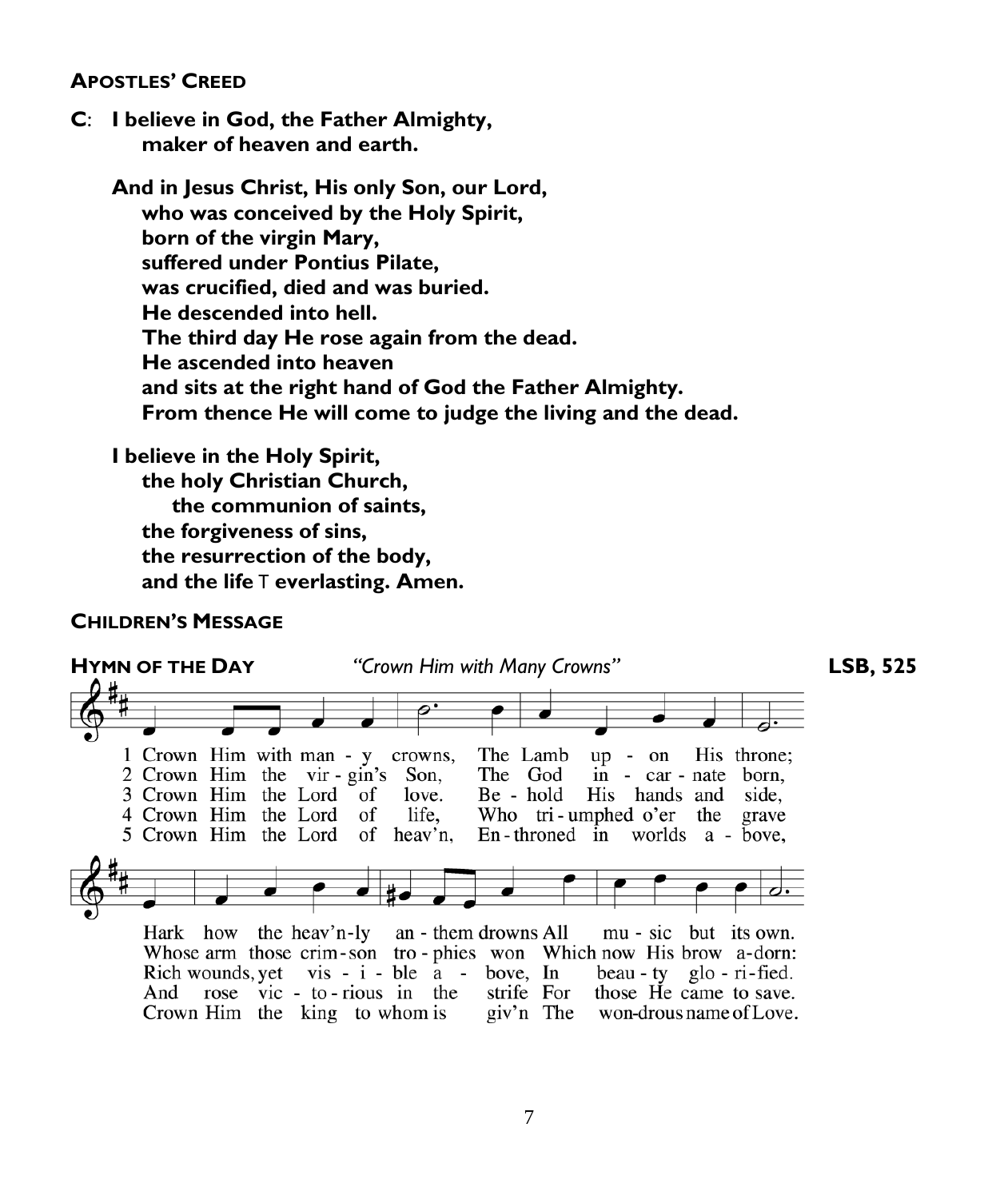### APOSTLES' CREED

**C**: **I believe in God, the Father Almighty,**
**maker of heaven and earth.**

**And in Jesus Christ, His only Son, our Lord,**
**who was conceived by the Holy Spirit,**
**born of the virgin Mary,**
**suffered under Pontius Pilate,**
**was crucified, died and was buried.**
**He descended into hell.**
**The third day He rose again from the dead.**
**He ascended into heaven**
**and sits at the right hand of God the Father Almighty.**
**From thence He will come to judge the living and the dead.**

**I believe in the Holy Spirit,**
**the holy Christian Church,**
**the communion of saints,**
**the forgiveness of sins,**
**the resurrection of the body,**
**and the life** T **everlasting. Amen.**

### CHILDREN'S MESSAGE

### HYMN OF THE DAY *"Crown Him with Many Crowns"* LSB, 525

1 Crown Him with man - y crowns, The Lamb up - on His throne;
Hark how the heav'n-ly an - them drowns All mu - sic but its own.

2 Crown Him the vir - gin's Son, The God in - car - nate born,
Whose arm those crim-son tro - phies won Which now His brow a-dorn:

3 Crown Him the Lord of love. Be - hold His hands and side,
Rich wounds, yet vis - i - ble a - bove, In beau - ty glo - ri-fied.

4 Crown Him the Lord of life, Who tri - umphed o'er the grave
And rose vic - to - rious in the strife For those He came to save.

5 Crown Him the Lord of heav'n, En - throned in worlds a - bove,
Crown Him the king to whom is giv'n The won-drous name of Love.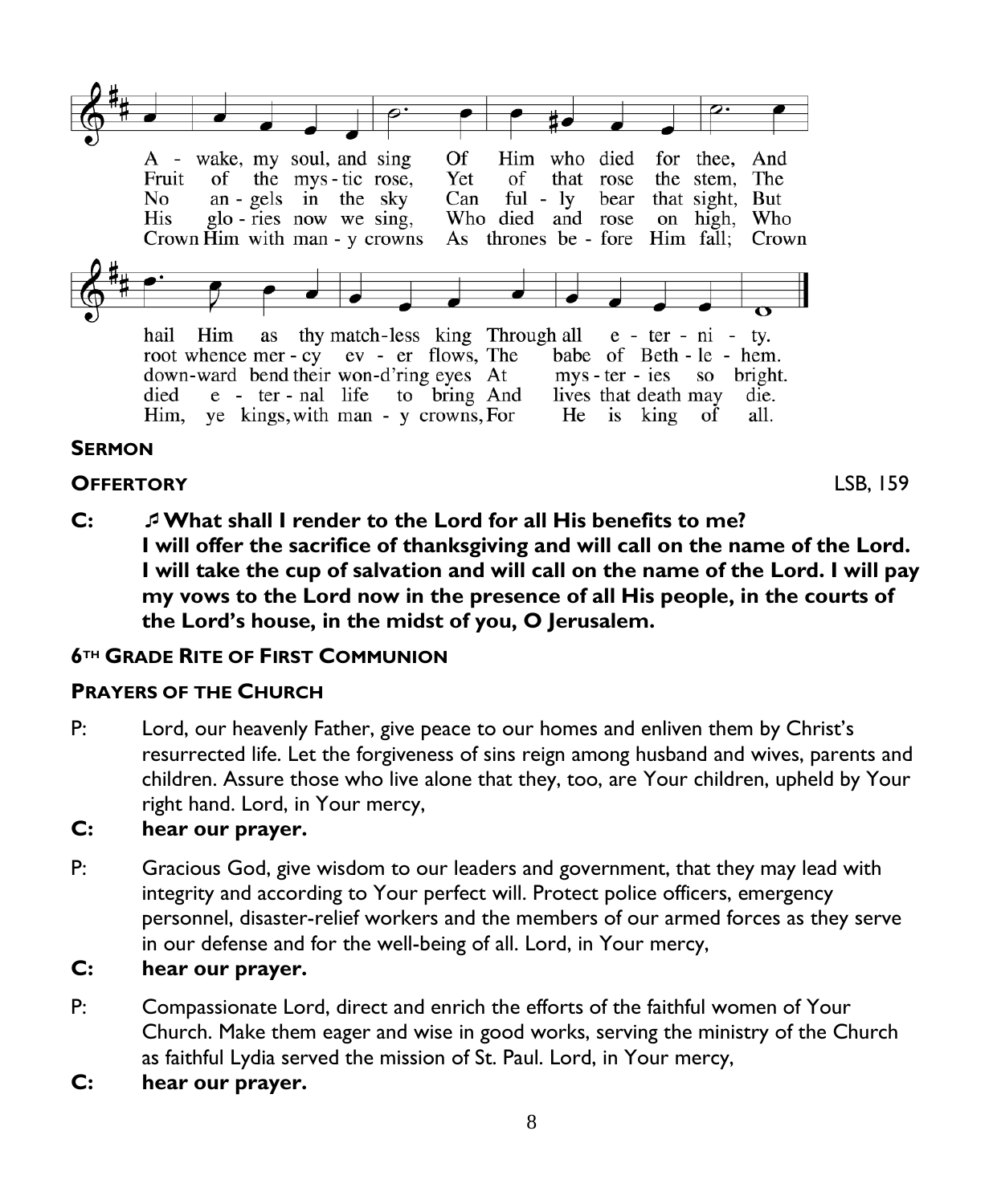A - wake, my soul, and sing Of Him who died for thee, And hail Him as thy match-less king Through all e - ter - ni - ty.
Fruit of the mys - tic rose, Yet of that rose the stem, The root whence mer - cy ev - er flows, The babe of Beth - le - hem.
No an - gels in the sky Can ful - ly bear that sight, But down-ward bend their won-d'ring eyes At mys - ter - ies so bright.
His glo - ries now we sing, Who died and rose on high, Who died e - ter - nal life to bring And lives that death may die.
Crown Him with man - y crowns As thrones be - fore Him fall; Crown Him, ye kings, with man - y crowns, For He is king of all.

**SERMON**

**OFFERTORY** LSB, 159

**C:** ♫ **What shall I render to the Lord for all His benefits to me? I will offer the sacrifice of thanksgiving and will call on the name of the Lord. I will take the cup of salvation and will call on the name of the Lord. I will pay my vows to the Lord now in the presence of all His people, in the courts of the Lord's house, in the midst of you, O Jerusalem.**

**6TH GRADE RITE OF FIRST COMMUNION**

**PRAYERS OF THE CHURCH**

P: Lord, our heavenly Father, give peace to our homes and enliven them by Christ's resurrected life. Let the forgiveness of sins reign among husband and wives, parents and children. Assure those who live alone that they, too, are Your children, upheld by Your right hand. Lord, in Your mercy,

**C: hear our prayer.**

P: Gracious God, give wisdom to our leaders and government, that they may lead with integrity and according to Your perfect will. Protect police officers, emergency personnel, disaster-relief workers and the members of our armed forces as they serve in our defense and for the well-being of all. Lord, in Your mercy,

**C: hear our prayer.**

P: Compassionate Lord, direct and enrich the efforts of the faithful women of Your Church. Make them eager and wise in good works, serving the ministry of the Church as faithful Lydia served the mission of St. Paul. Lord, in Your mercy,

**C: hear our prayer.**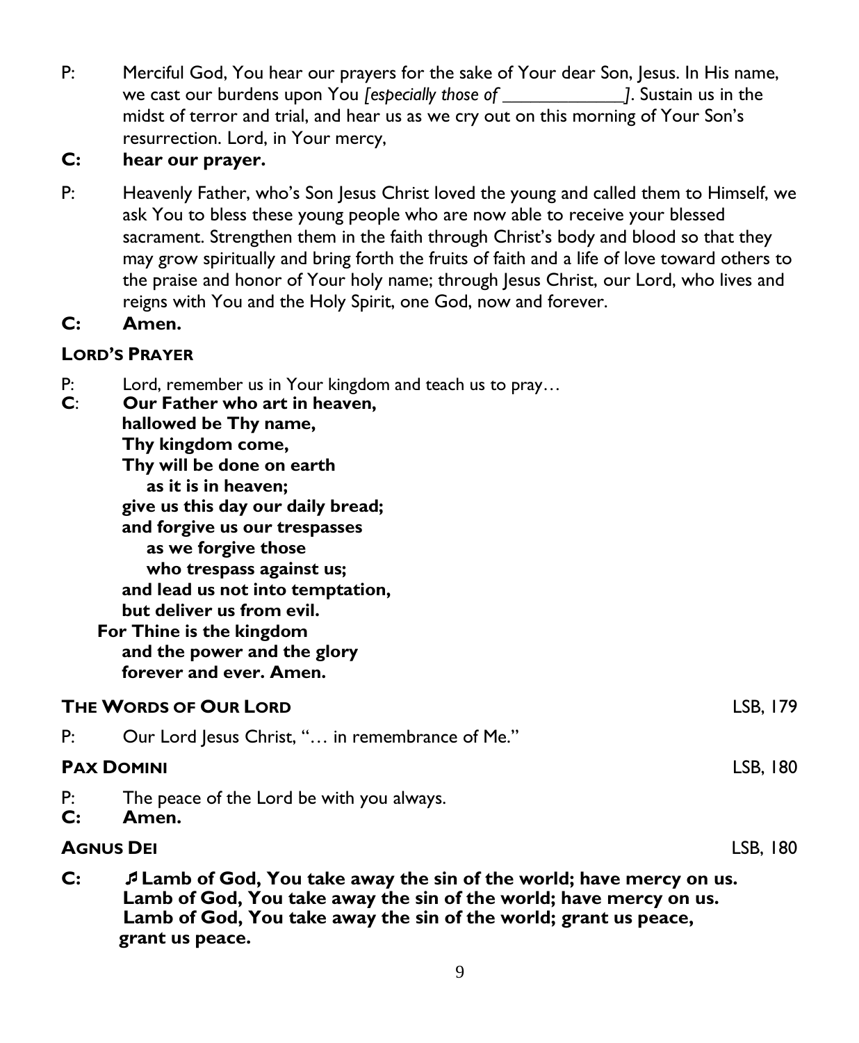P: Merciful God, You hear our prayers for the sake of Your dear Son, Jesus. In His name, we cast our burdens upon You *[especially those of ____________]*. Sustain us in the midst of terror and trial, and hear us as we cry out on this morning of Your Son's resurrection. Lord, in Your mercy,

**C: hear our prayer.**

P: Heavenly Father, who's Son Jesus Christ loved the young and called them to Himself, we ask You to bless these young people who are now able to receive your blessed sacrament. Strengthen them in the faith through Christ's body and blood so that they may grow spiritually and bring forth the fruits of faith and a life of love toward others to the praise and honor of Your holy name; through Jesus Christ, our Lord, who lives and reigns with You and the Holy Spirit, one God, now and forever.

**C: Amen.**

### LORD'S PRAYER

P: Lord, remember us in Your kingdom and teach us to pray…

**C: Our Father who art in heaven,**
**hallowed be Thy name,**
**Thy kingdom come,**
**Thy will be done on earth**
**as it is in heaven;**
**give us this day our daily bread;**
**and forgive us our trespasses**
**as we forgive those**
**who trespass against us;**
**and lead us not into temptation,**
**but deliver us from evil.**
**For Thine is the kingdom**
**and the power and the glory**
**forever and ever. Amen.**

### THE WORDS OF OUR LORD — LSB, 179

P: Our Lord Jesus Christ, "… in remembrance of Me."

### PAX DOMINI — LSB, 180

P: The peace of the Lord be with you always.

**C: Amen.**

### AGNUS DEI — LSB, 180

**C: ♬ Lamb of God, You take away the sin of the world; have mercy on us.**
**Lamb of God, You take away the sin of the world; have mercy on us.**
**Lamb of God, You take away the sin of the world; grant us peace,**
**grant us peace.**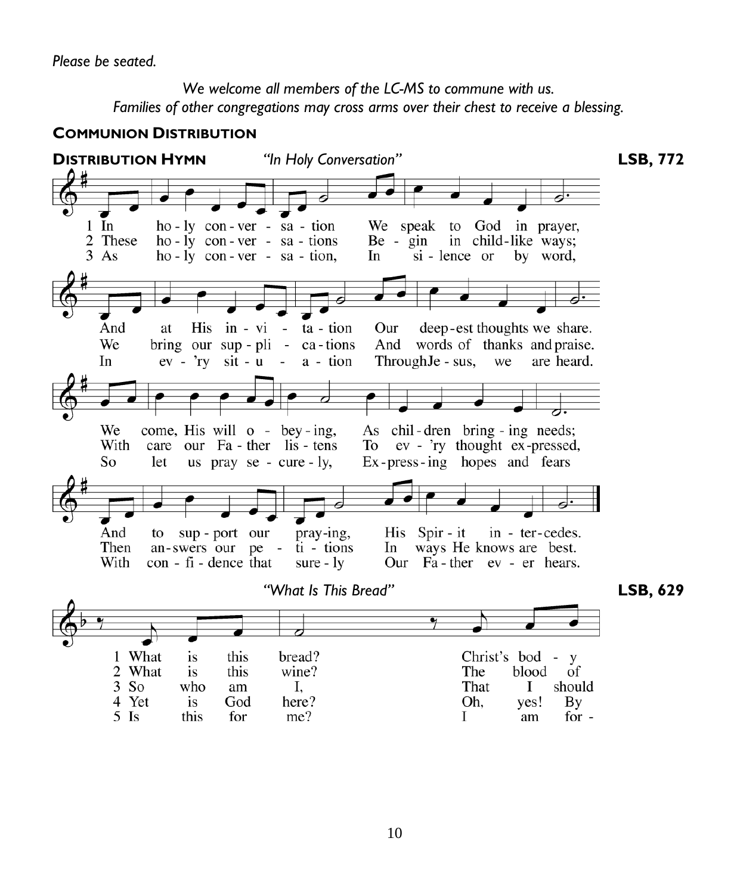*Please be seated.*

*We welcome all members of the LC-MS to commune with us.*
*Families of other congregations may cross arms over their chest to receive a blessing.*

## Communion Distribution

**Distribution Hymn** *"In Holy Conversation"* **LSB, 772**

1 In holy conversation We speak to God in prayer,
And at His invitation Our deepest thoughts we share.
We come, His will obeying, As children bringing needs;
And to support our praying, His Spirit intercedes.

2 These holy conversations Begin in childlike ways;
We bring our supplications And words of thanks and praise.
With care our Father listens To every thought expressed,
Then answers our petitions In ways He knows are best.

3 As holy conversation, In silence or by word,
In every situation Through Jesus, we are heard.
So let us pray securely, Expressing hopes and fears
With confidence that surely Our Father ever hears.

*"What Is This Bread"* **LSB, 629**

1 What is this bread? Christ's body
2 What is this wine? The blood of
3 So who am I, That I should
4 Yet is God here? Oh, yes! By
5 Is this for me? I am for-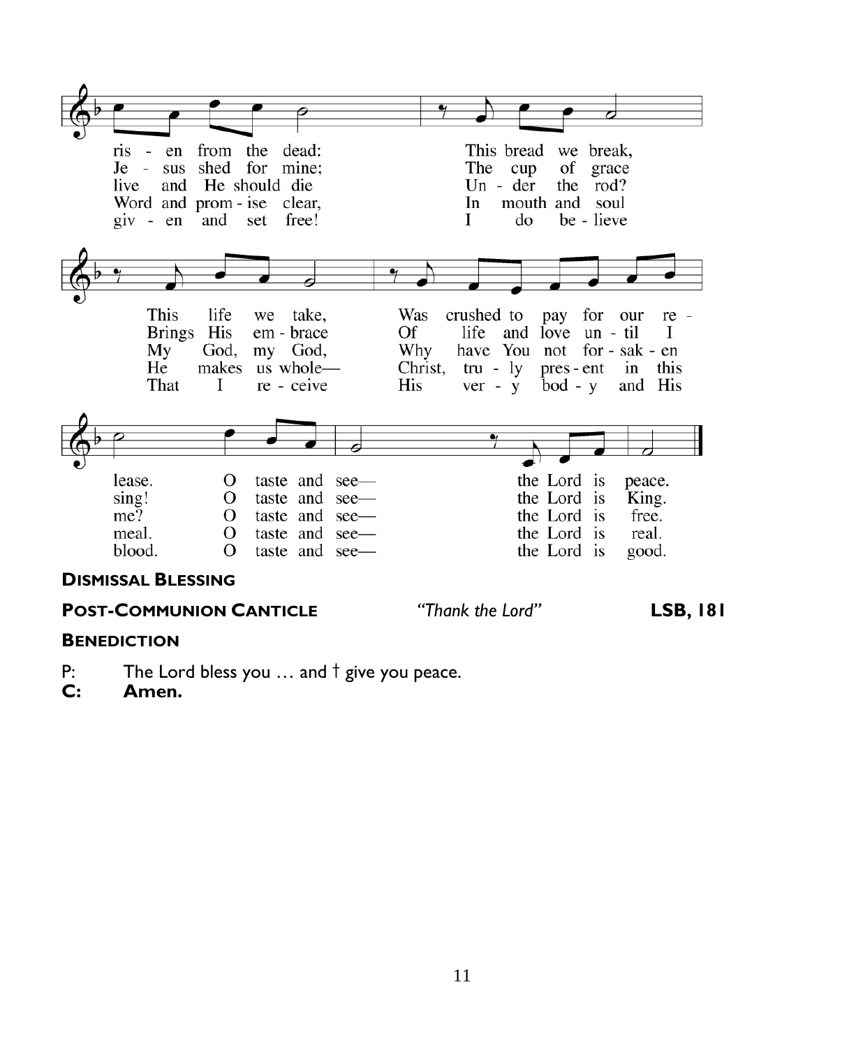ris - en from the dead: This bread we break, This life we take, Was crushed to pay for our re - lease. O taste and see— the Lord is peace.

Je - sus shed for mine; The cup of grace Brings His em - brace Of life and love un - til I sing! O taste and see— the Lord is King.

live and He should die Un - der the rod? My God, my God, Why have You not for - sak - en me? O taste and see— the Lord is free.

Word and prom - ise clear, In mouth and soul He makes us whole— Christ, tru - ly pres - ent in this meal. O taste and see— the Lord is real.

giv - en and set free! I do be - lieve That I re - ceive His ver - y bod - y and His blood. O taste and see— the Lord is good.

**DISMISSAL BLESSING**

**POST-COMMUNION CANTICLE** *"Thank the Lord"* **LSB, 181**

**BENEDICTION**

P: The Lord bless you … and † give you peace.

**C: Amen.**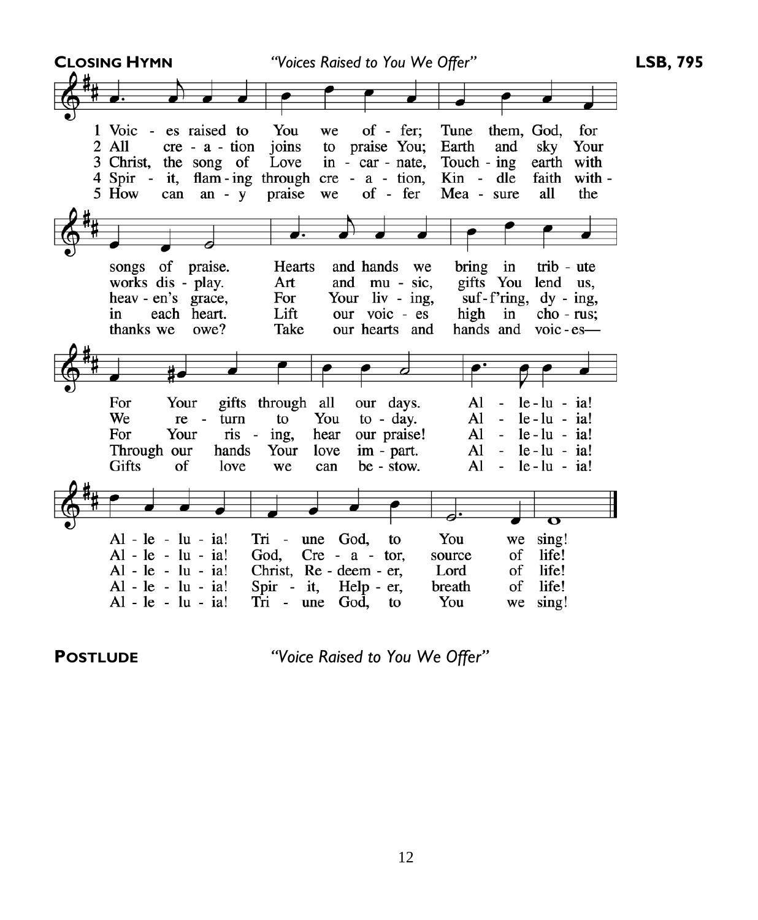**CLOSING HYMN** *"Voices Raised to You We Offer"* **LSB, 795**

1 Voic - es raised to You we of - fer; Tune them, God, for songs of praise. Hearts and hands we bring in trib - ute For Your gifts through all our days. Al - le - lu - ia! Al - le - lu - ia! Tri - une God, to You we sing!

2 All cre - a - tion joins to praise You; Earth and sky Your works dis - play. Art and mu - sic, gifts You lend us, We re - turn to You to - day. Al - le - lu - ia! Al - le - lu - ia! God, Cre - a - tor, source of life!

3 Christ, the song of Love in - car - nate, Touch - ing earth with heav - en's grace, For Your liv - ing, suf - f'ring, dy - ing, For Your ris - ing, hear our praise! Al - le - lu - ia! Al - le - lu - ia! Christ, Re - deem - er, Lord of life!

4 Spir - it, flam - ing through cre - a - tion, Kin - dle faith with - in each heart. Lift our voic - es high in cho - rus; Through our hands Your love im - part. Al - le - lu - ia! Al - le - lu - ia! Spir - it, Help - er, breath of life!

5 How can an - y praise we of - fer Mea - sure all the thanks we owe? Take our hearts and hands and voic - es— Gifts of love we can be - stow. Al - le - lu - ia! Al - le - lu - ia! Tri - une God, to You we sing!

**POSTLUDE** *"Voice Raised to You We Offer"*